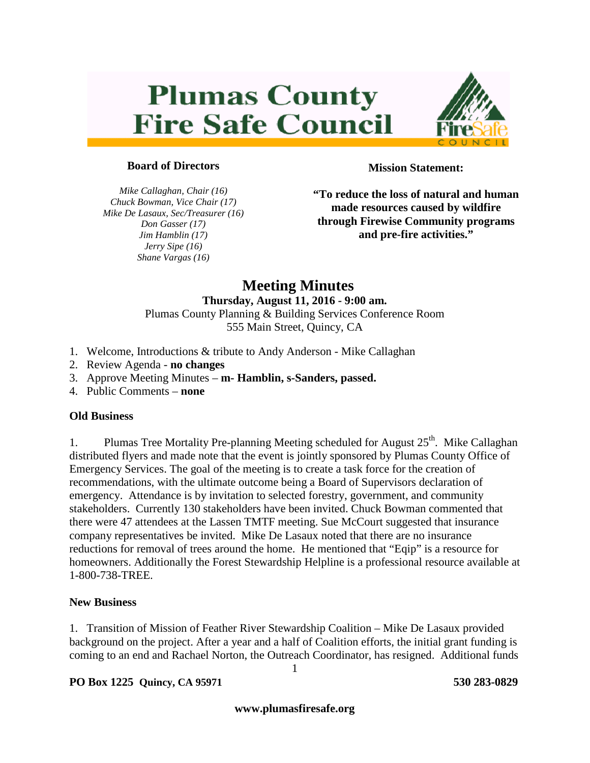# Plumas County Fire Safe Council

**Board of Directors**

*Mike Callaghan, Chair (16)*
*Chuck Bowman, Vice Chair (17)*
*Mike De Lasaux, Sec/Treasurer (16)*
*Don Gasser (17)*
*Jim Hamblin (17)*
*Jerry Sipe (16)*
*Shane Vargas (16)*

**Mission Statement:**

**"To reduce the loss of natural and human made resources caused by wildfire through Firewise Community programs and pre-fire activities."**

## Meeting Minutes

**Thursday, August 11, 2016 - 9:00 am.**
Plumas County Planning & Building Services Conference Room
555 Main Street, Quincy, CA

1. Welcome, Introductions & tribute to Andy Anderson - Mike Callaghan
2. Review Agenda - **no changes**
3. Approve Meeting Minutes – **m- Hamblin, s-Sanders, passed.**
4. Public Comments – **none**

### Old Business

1. Plumas Tree Mortality Pre-planning Meeting scheduled for August 25th. Mike Callaghan distributed flyers and made note that the event is jointly sponsored by Plumas County Office of Emergency Services. The goal of the meeting is to create a task force for the creation of recommendations, with the ultimate outcome being a Board of Supervisors declaration of emergency. Attendance is by invitation to selected forestry, government, and community stakeholders. Currently 130 stakeholders have been invited. Chuck Bowman commented that there were 47 attendees at the Lassen TMTF meeting. Sue McCourt suggested that insurance company representatives be invited. Mike De Lasaux noted that there are no insurance reductions for removal of trees around the home. He mentioned that "Eqip" is a resource for homeowners. Additionally the Forest Stewardship Helpline is a professional resource available at 1-800-738-TREE.

### New Business

1. Transition of Mission of Feather River Stewardship Coalition – Mike De Lasaux provided background on the project. After a year and a half of Coalition efforts, the initial grant funding is coming to an end and Rachael Norton, the Outreach Coordinator, has resigned. Additional funds

**PO Box 1225 Quincy, CA 95971** **530 283-0829**

**www.plumasfiresafe.org**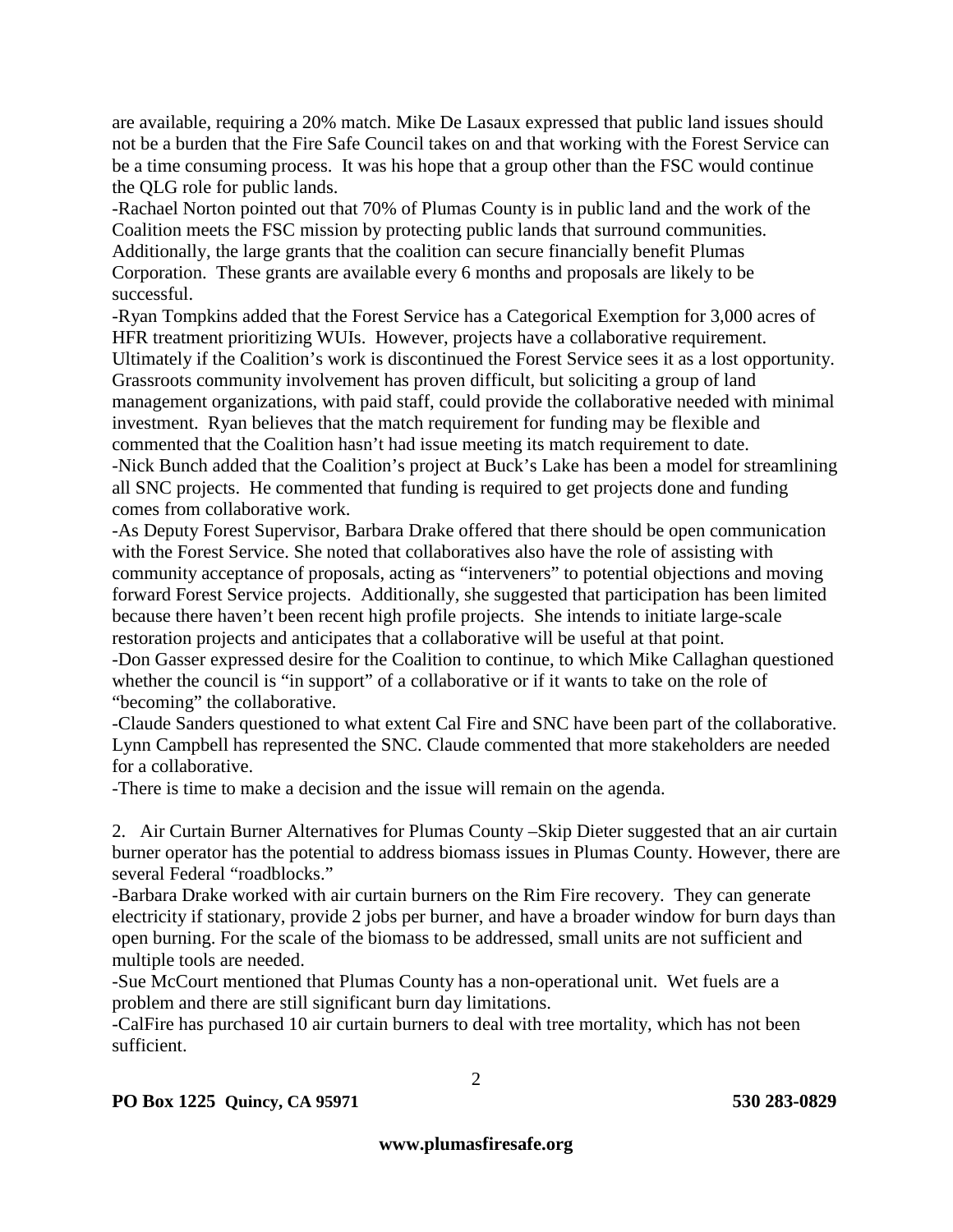are available, requiring a 20% match. Mike De Lasaux expressed that public land issues should not be a burden that the Fire Safe Council takes on and that working with the Forest Service can be a time consuming process. It was his hope that a group other than the FSC would continue the QLG role for public lands.

-Rachael Norton pointed out that 70% of Plumas County is in public land and the work of the Coalition meets the FSC mission by protecting public lands that surround communities. Additionally, the large grants that the coalition can secure financially benefit Plumas Corporation. These grants are available every 6 months and proposals are likely to be successful.

-Ryan Tompkins added that the Forest Service has a Categorical Exemption for 3,000 acres of HFR treatment prioritizing WUIs. However, projects have a collaborative requirement. Ultimately if the Coalition's work is discontinued the Forest Service sees it as a lost opportunity. Grassroots community involvement has proven difficult, but soliciting a group of land management organizations, with paid staff, could provide the collaborative needed with minimal investment. Ryan believes that the match requirement for funding may be flexible and commented that the Coalition hasn't had issue meeting its match requirement to date.

-Nick Bunch added that the Coalition's project at Buck's Lake has been a model for streamlining all SNC projects. He commented that funding is required to get projects done and funding comes from collaborative work.

-As Deputy Forest Supervisor, Barbara Drake offered that there should be open communication with the Forest Service. She noted that collaboratives also have the role of assisting with community acceptance of proposals, acting as "interveners" to potential objections and moving forward Forest Service projects. Additionally, she suggested that participation has been limited because there haven't been recent high profile projects. She intends to initiate large-scale restoration projects and anticipates that a collaborative will be useful at that point.

-Don Gasser expressed desire for the Coalition to continue, to which Mike Callaghan questioned whether the council is "in support" of a collaborative or if it wants to take on the role of "becoming" the collaborative.

-Claude Sanders questioned to what extent Cal Fire and SNC have been part of the collaborative. Lynn Campbell has represented the SNC. Claude commented that more stakeholders are needed for a collaborative.

-There is time to make a decision and the issue will remain on the agenda.

2. Air Curtain Burner Alternatives for Plumas County –Skip Dieter suggested that an air curtain burner operator has the potential to address biomass issues in Plumas County. However, there are several Federal "roadblocks."

-Barbara Drake worked with air curtain burners on the Rim Fire recovery. They can generate electricity if stationary, provide 2 jobs per burner, and have a broader window for burn days than open burning. For the scale of the biomass to be addressed, small units are not sufficient and multiple tools are needed.

-Sue McCourt mentioned that Plumas County has a non-operational unit. Wet fuels are a problem and there are still significant burn day limitations.

-CalFire has purchased 10 air curtain burners to deal with tree mortality, which has not been sufficient.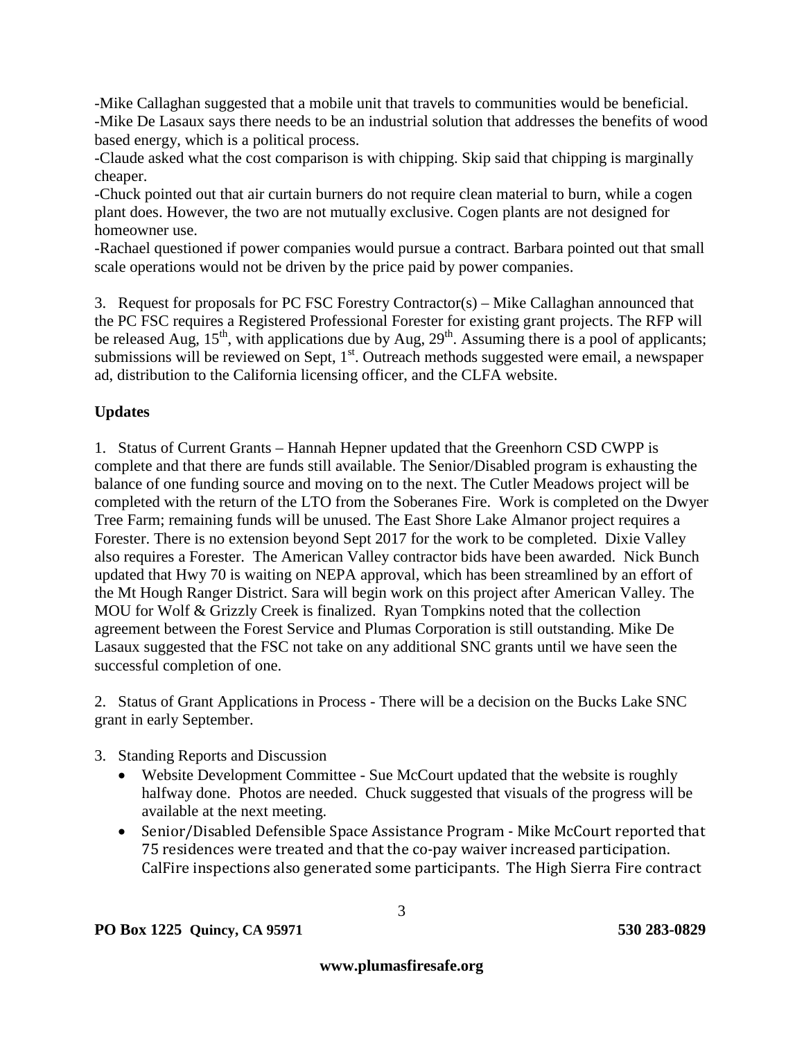-Mike Callaghan suggested that a mobile unit that travels to communities would be beneficial.
-Mike De Lasaux says there needs to be an industrial solution that addresses the benefits of wood based energy, which is a political process.
-Claude asked what the cost comparison is with chipping. Skip said that chipping is marginally cheaper.
-Chuck pointed out that air curtain burners do not require clean material to burn, while a cogen plant does. However, the two are not mutually exclusive. Cogen plants are not designed for homeowner use.
-Rachael questioned if power companies would pursue a contract. Barbara pointed out that small scale operations would not be driven by the price paid by power companies.

3. Request for proposals for PC FSC Forestry Contractor(s) – Mike Callaghan announced that the PC FSC requires a Registered Professional Forester for existing grant projects. The RFP will be released Aug, 15th, with applications due by Aug, 29th. Assuming there is a pool of applicants; submissions will be reviewed on Sept, 1st. Outreach methods suggested were email, a newspaper ad, distribution to the California licensing officer, and the CLFA website.

**Updates**

1. Status of Current Grants – Hannah Hepner updated that the Greenhorn CSD CWPP is complete and that there are funds still available. The Senior/Disabled program is exhausting the balance of one funding source and moving on to the next. The Cutler Meadows project will be completed with the return of the LTO from the Soberanes Fire. Work is completed on the Dwyer Tree Farm; remaining funds will be unused. The East Shore Lake Almanor project requires a Forester. There is no extension beyond Sept 2017 for the work to be completed. Dixie Valley also requires a Forester. The American Valley contractor bids have been awarded. Nick Bunch updated that Hwy 70 is waiting on NEPA approval, which has been streamlined by an effort of the Mt Hough Ranger District. Sara will begin work on this project after American Valley. The MOU for Wolf & Grizzly Creek is finalized. Ryan Tompkins noted that the collection agreement between the Forest Service and Plumas Corporation is still outstanding. Mike De Lasaux suggested that the FSC not take on any additional SNC grants until we have seen the successful completion of one.

2. Status of Grant Applications in Process - There will be a decision on the Bucks Lake SNC grant in early September.

3. Standing Reports and Discussion
   - Website Development Committee - Sue McCourt updated that the website is roughly halfway done. Photos are needed. Chuck suggested that visuals of the progress will be available at the next meeting.
   - Senior/Disabled Defensible Space Assistance Program - Mike McCourt reported that 75 residences were treated and that the co-pay waiver increased participation. CalFire inspections also generated some participants. The High Sierra Fire contract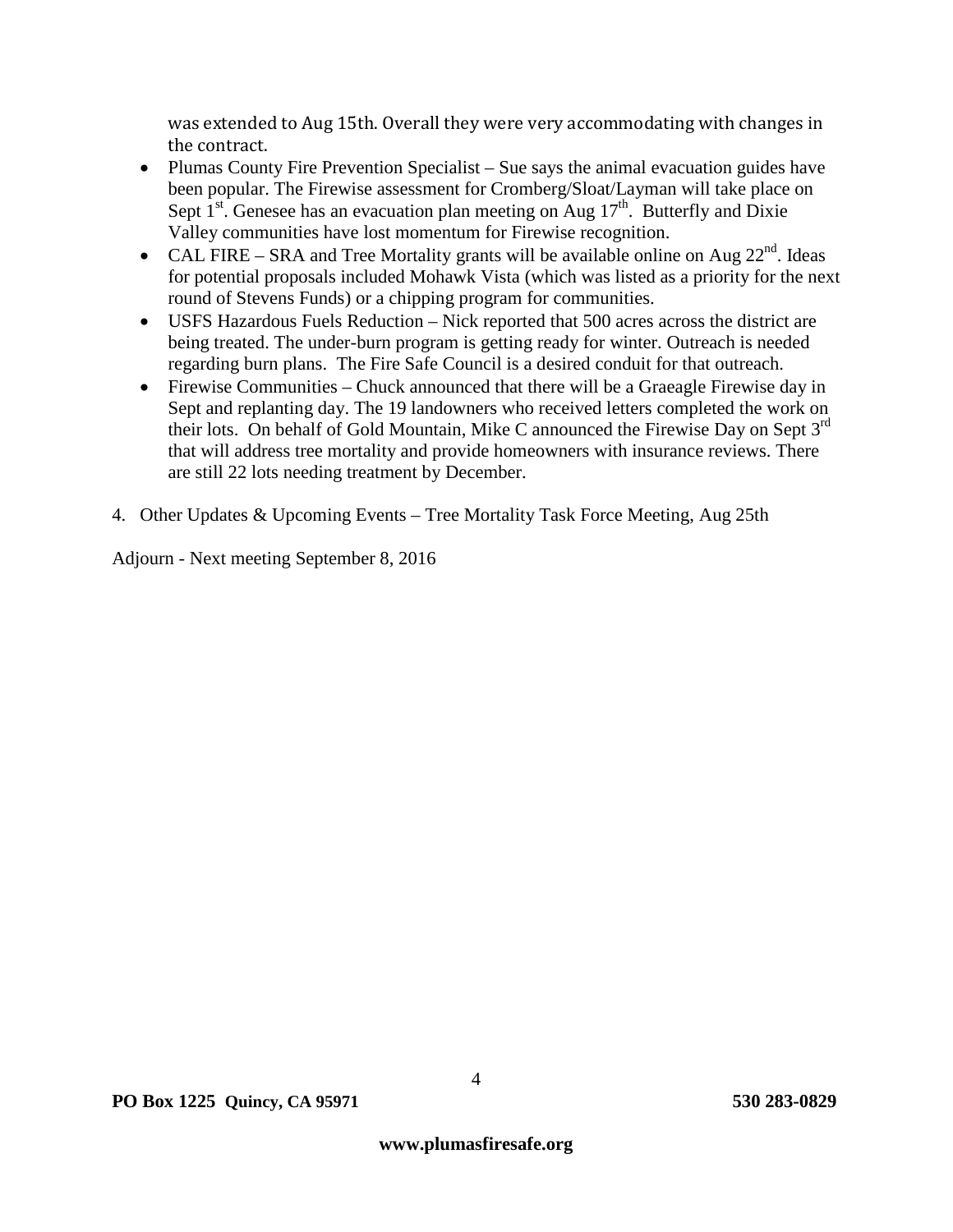was extended to Aug 15th. Overall they were very accommodating with changes in the contract.

- Plumas County Fire Prevention Specialist – Sue says the animal evacuation guides have been popular. The Firewise assessment for Cromberg/Sloat/Layman will take place on Sept 1st. Genesee has an evacuation plan meeting on Aug 17th. Butterfly and Dixie Valley communities have lost momentum for Firewise recognition.
- CAL FIRE – SRA and Tree Mortality grants will be available online on Aug 22nd. Ideas for potential proposals included Mohawk Vista (which was listed as a priority for the next round of Stevens Funds) or a chipping program for communities.
- USFS Hazardous Fuels Reduction – Nick reported that 500 acres across the district are being treated. The under-burn program is getting ready for winter. Outreach is needed regarding burn plans. The Fire Safe Council is a desired conduit for that outreach.
- Firewise Communities – Chuck announced that there will be a Graeagle Firewise day in Sept and replanting day. The 19 landowners who received letters completed the work on their lots. On behalf of Gold Mountain, Mike C announced the Firewise Day on Sept 3rd that will address tree mortality and provide homeowners with insurance reviews. There are still 22 lots needing treatment by December.

4. Other Updates & Upcoming Events – Tree Mortality Task Force Meeting, Aug 25th

Adjourn - Next meeting September 8, 2016

**PO Box 1225 Quincy, CA 95971** **530 283-0829**

**www.plumasfiresafe.org**